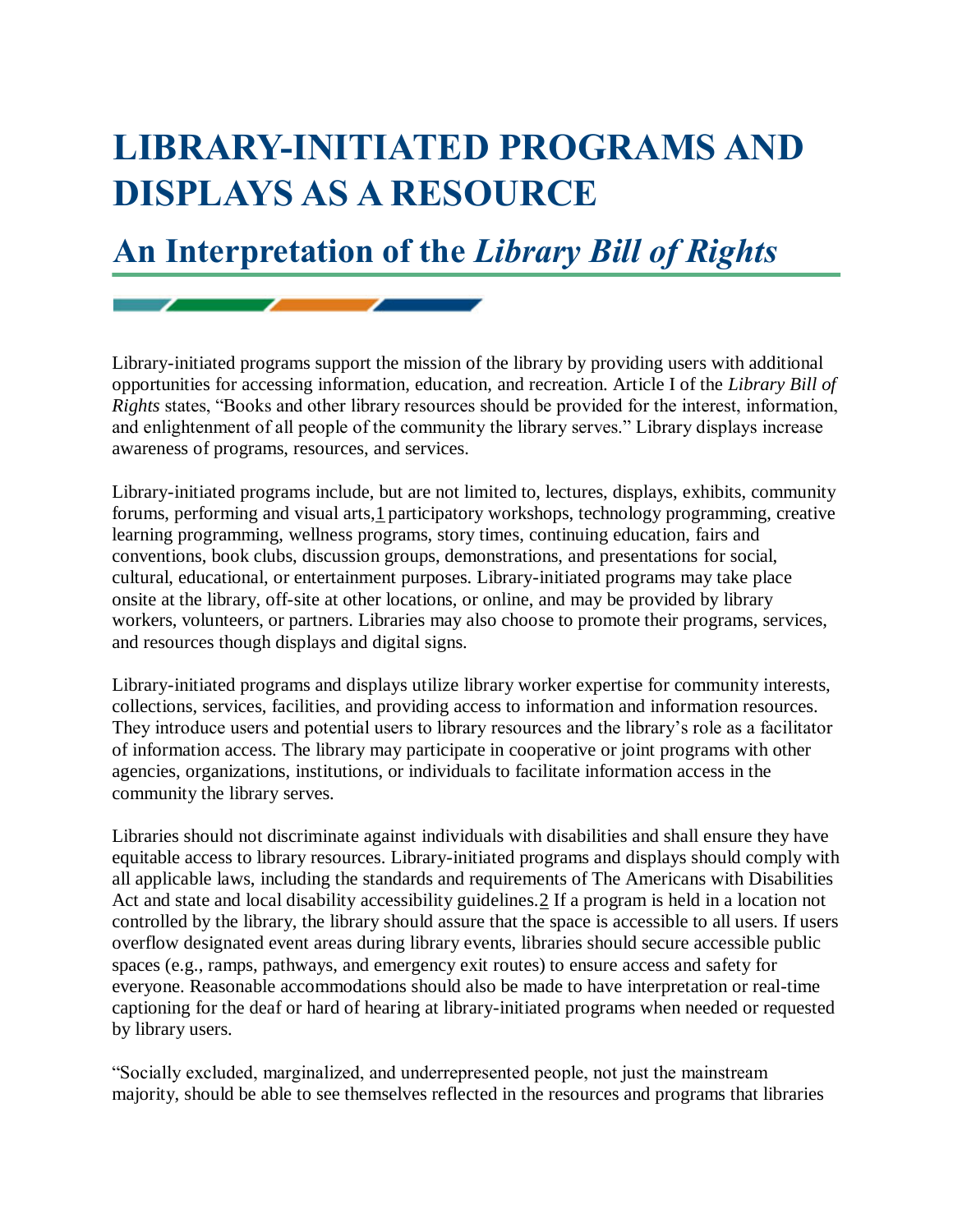# LIBRARY-INITIATED PROGRAMS AND DISPLAYS AS A RESOURCE

## An Interpretation of the *Library Bill of Rights*

Library-initiated programs support the mission of the library by providing users with additional opportunities for accessing information, education, and recreation. Article I of the *Library Bill of Rights* states, "Books and other library resources should be provided for the interest, information, and enlightenment of all people of the community the library serves." Library displays increase awareness of programs, resources, and services.

Library-initiated programs include, but are not limited to, lectures, displays, exhibits, community forums, performing and visual arts,[1] participatory workshops, technology programming, creative learning programming, wellness programs, story times, continuing education, fairs and conventions, book clubs, discussion groups, demonstrations, and presentations for social, cultural, educational, or entertainment purposes. Library-initiated programs may take place onsite at the library, off-site at other locations, or online, and may be provided by library workers, volunteers, or partners. Libraries may also choose to promote their programs, services, and resources though displays and digital signs.

Library-initiated programs and displays utilize library worker expertise for community interests, collections, services, facilities, and providing access to information and information resources. They introduce users and potential users to library resources and the library's role as a facilitator of information access. The library may participate in cooperative or joint programs with other agencies, organizations, institutions, or individuals to facilitate information access in the community the library serves.

Libraries should not discriminate against individuals with disabilities and shall ensure they have equitable access to library resources. Library-initiated programs and displays should comply with all applicable laws, including the standards and requirements of The Americans with Disabilities Act and state and local disability accessibility guidelines.[2] If a program is held in a location not controlled by the library, the library should assure that the space is accessible to all users. If users overflow designated event areas during library events, libraries should secure accessible public spaces (e.g., ramps, pathways, and emergency exit routes) to ensure access and safety for everyone. Reasonable accommodations should also be made to have interpretation or real-time captioning for the deaf or hard of hearing at library-initiated programs when needed or requested by library users.

"Socially excluded, marginalized, and underrepresented people, not just the mainstream majority, should be able to see themselves reflected in the resources and programs that libraries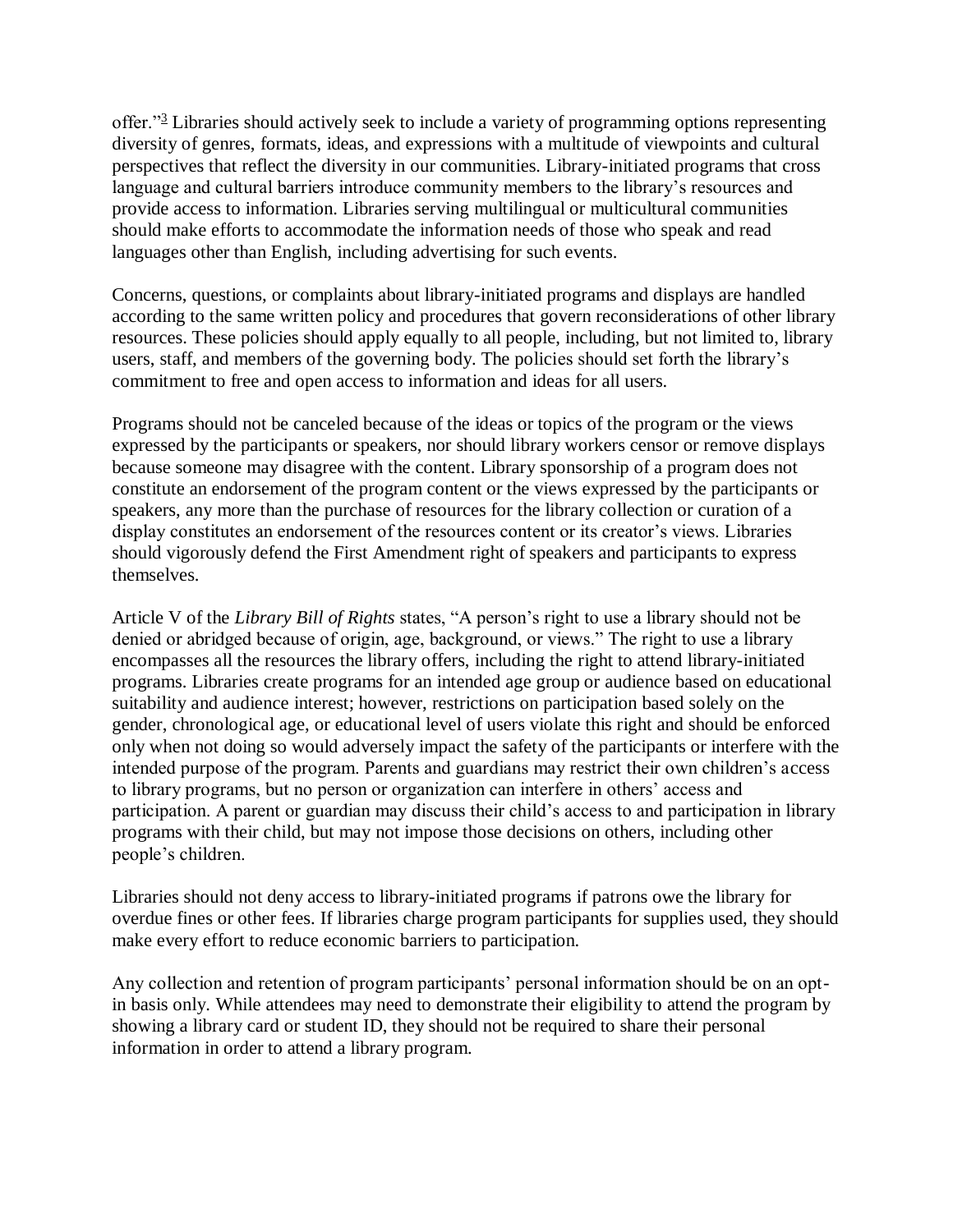offer."[3] Libraries should actively seek to include a variety of programming options representing diversity of genres, formats, ideas, and expressions with a multitude of viewpoints and cultural perspectives that reflect the diversity in our communities. Library-initiated programs that cross language and cultural barriers introduce community members to the library's resources and provide access to information. Libraries serving multilingual or multicultural communities should make efforts to accommodate the information needs of those who speak and read languages other than English, including advertising for such events.

Concerns, questions, or complaints about library-initiated programs and displays are handled according to the same written policy and procedures that govern reconsiderations of other library resources. These policies should apply equally to all people, including, but not limited to, library users, staff, and members of the governing body. The policies should set forth the library's commitment to free and open access to information and ideas for all users.

Programs should not be canceled because of the ideas or topics of the program or the views expressed by the participants or speakers, nor should library workers censor or remove displays because someone may disagree with the content. Library sponsorship of a program does not constitute an endorsement of the program content or the views expressed by the participants or speakers, any more than the purchase of resources for the library collection or curation of a display constitutes an endorsement of the resources content or its creator's views. Libraries should vigorously defend the First Amendment right of speakers and participants to express themselves.

Article V of the *Library Bill of Rights* states, "A person's right to use a library should not be denied or abridged because of origin, age, background, or views." The right to use a library encompasses all the resources the library offers, including the right to attend library-initiated programs. Libraries create programs for an intended age group or audience based on educational suitability and audience interest; however, restrictions on participation based solely on the gender, chronological age, or educational level of users violate this right and should be enforced only when not doing so would adversely impact the safety of the participants or interfere with the intended purpose of the program. Parents and guardians may restrict their own children's access to library programs, but no person or organization can interfere in others' access and participation. A parent or guardian may discuss their child's access to and participation in library programs with their child, but may not impose those decisions on others, including other people's children.

Libraries should not deny access to library-initiated programs if patrons owe the library for overdue fines or other fees. If libraries charge program participants for supplies used, they should make every effort to reduce economic barriers to participation.

Any collection and retention of program participants' personal information should be on an opt-in basis only. While attendees may need to demonstrate their eligibility to attend the program by showing a library card or student ID, they should not be required to share their personal information in order to attend a library program.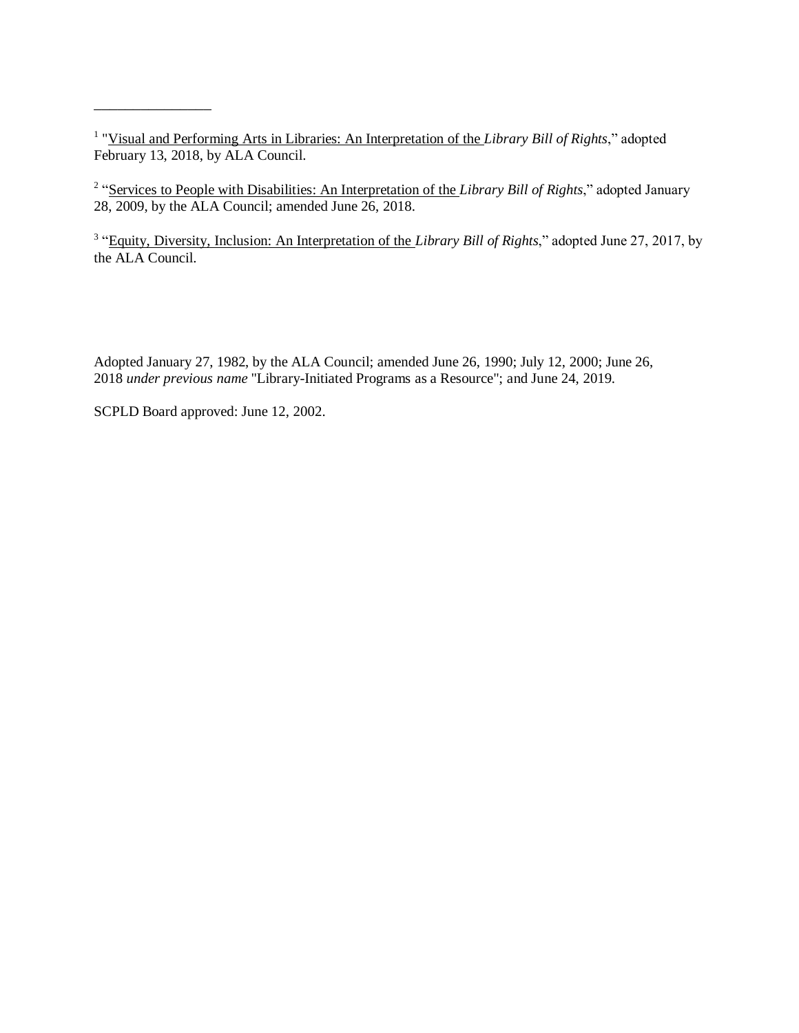---

[1] "Visual and Performing Arts in Libraries: An Interpretation of the *Library Bill of Rights*," adopted February 13, 2018, by ALA Council.

[2] "Services to People with Disabilities: An Interpretation of the *Library Bill of Rights*," adopted January 28, 2009, by the ALA Council; amended June 26, 2018.

[3] "Equity, Diversity, Inclusion: An Interpretation of the *Library Bill of Rights*," adopted June 27, 2017, by the ALA Council.

Adopted January 27, 1982, by the ALA Council; amended June 26, 1990; July 12, 2000; June 26, 2018 *under previous name* "Library-Initiated Programs as a Resource"; and June 24, 2019.

SCPLD Board approved: June 12, 2002.